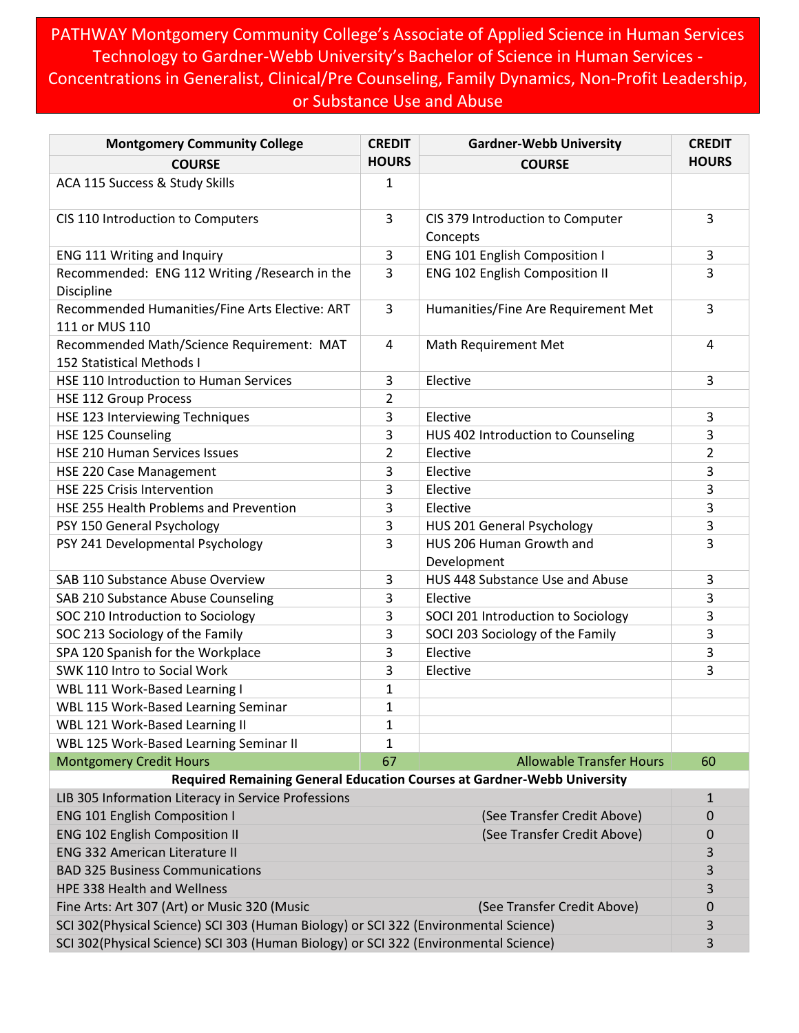# PATHWAY Montgomery Community College's Associate of Applied Science in Human Services Technology to Gardner-Webb University's Bachelor of Science in Human Services - Concentrations in Generalist, Clinical/Pre Counseling, Family Dynamics, Non-Profit Leadership, or Substance Use and Abuse

| Montgomery Community College COURSE | CREDIT HOURS | Gardner-Webb University COURSE | CREDIT HOURS |
|---|---|---|---|
| ACA 115 Success & Study Skills | 1 | | |
| CIS 110 Introduction to Computers | 3 | CIS 379 Introduction to Computer Concepts | 3 |
| ENG 111 Writing and Inquiry | 3 | ENG 101 English Composition I | 3 |
| Recommended: ENG 112 Writing /Research in the Discipline | 3 | ENG 102 English Composition II | 3 |
| Recommended Humanities/Fine Arts Elective: ART 111 or MUS 110 | 3 | Humanities/Fine Are Requirement Met | 3 |
| Recommended Math/Science Requirement: MAT 152 Statistical Methods I | 4 | Math Requirement Met | 4 |
| HSE 110 Introduction to Human Services | 3 | Elective | 3 |
| HSE 112 Group Process | 2 | | |
| HSE 123 Interviewing Techniques | 3 | Elective | 3 |
| HSE 125 Counseling | 3 | HUS 402 Introduction to Counseling | 3 |
| HSE 210 Human Services Issues | 2 | Elective | 2 |
| HSE 220 Case Management | 3 | Elective | 3 |
| HSE 225 Crisis Intervention | 3 | Elective | 3 |
| HSE 255 Health Problems and Prevention | 3 | Elective | 3 |
| PSY 150 General Psychology | 3 | HUS 201 General Psychology | 3 |
| PSY 241 Developmental Psychology | 3 | HUS 206 Human Growth and Development | 3 |
| SAB 110 Substance Abuse Overview | 3 | HUS 448 Substance Use and Abuse | 3 |
| SAB 210 Substance Abuse Counseling | 3 | Elective | 3 |
| SOC 210 Introduction to Sociology | 3 | SOCI 201 Introduction to Sociology | 3 |
| SOC 213 Sociology of the Family | 3 | SOCI 203 Sociology of the Family | 3 |
| SPA 120 Spanish for the Workplace | 3 | Elective | 3 |
| SWK 110 Intro to Social Work | 3 | Elective | 3 |
| WBL 111 Work-Based Learning I | 1 | | |
| WBL 115 Work-Based Learning Seminar | 1 | | |
| WBL 121 Work-Based Learning II | 1 | | |
| WBL 125 Work-Based Learning Seminar II | 1 | | |
| Montgomery Credit Hours | 67 | Allowable Transfer Hours | 60 |

| Required Remaining General Education Courses at Gardner-Webb University | | |
|---|---|---|
| LIB 305 Information Literacy in Service Professions | | 1 |
| ENG 101 English Composition I | (See Transfer Credit Above) | 0 |
| ENG 102 English Composition II | (See Transfer Credit Above) | 0 |
| ENG 332 American Literature II | | 3 |
| BAD 325 Business Communications | | 3 |
| HPE 338 Health and Wellness | | 3 |
| Fine Arts: Art 307 (Art) or Music 320 (Music | (See Transfer Credit Above) | 0 |
| SCI 302(Physical Science) SCI 303 (Human Biology) or SCI 322 (Environmental Science) | | 3 |
| SCI 302(Physical Science) SCI 303 (Human Biology) or SCI 322 (Environmental Science) | | 3 |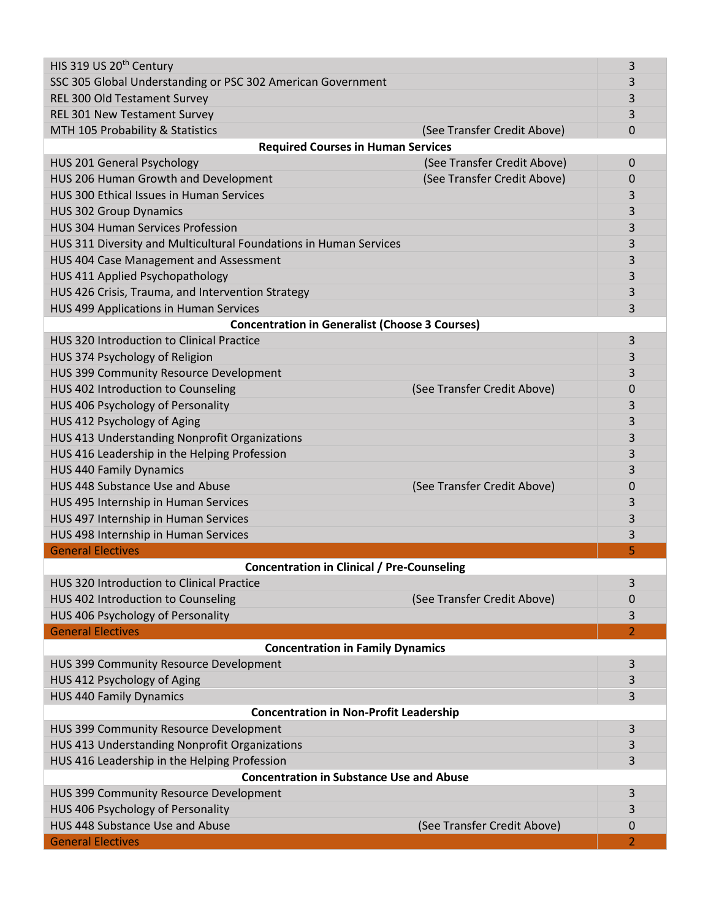| | | |
|---|---|---|
| HIS 319 US 20th Century | | 3 |
| SSC 305 Global Understanding or PSC 302 American Government | | 3 |
| REL 300 Old Testament Survey | | 3 |
| REL 301 New Testament Survey | | 3 |
| MTH 105 Probability & Statistics | (See Transfer Credit Above) | 0 |
| **Required Courses in Human Services** | | |
| HUS 201 General Psychology | (See Transfer Credit Above) | 0 |
| HUS 206 Human Growth and Development | (See Transfer Credit Above) | 0 |
| HUS 300 Ethical Issues in Human Services | | 3 |
| HUS 302 Group Dynamics | | 3 |
| HUS 304 Human Services Profession | | 3 |
| HUS 311 Diversity and Multicultural Foundations in Human Services | | 3 |
| HUS 404 Case Management and Assessment | | 3 |
| HUS 411 Applied Psychopathology | | 3 |
| HUS 426 Crisis, Trauma, and Intervention Strategy | | 3 |
| HUS 499 Applications in Human Services | | 3 |
| **Concentration in Generalist (Choose 3 Courses)** | | |
| HUS 320 Introduction to Clinical Practice | | 3 |
| HUS 374 Psychology of Religion | | 3 |
| HUS 399 Community Resource Development | | 3 |
| HUS 402 Introduction to Counseling | (See Transfer Credit Above) | 0 |
| HUS 406 Psychology of Personality | | 3 |
| HUS 412 Psychology of Aging | | 3 |
| HUS 413 Understanding Nonprofit Organizations | | 3 |
| HUS 416 Leadership in the Helping Profession | | 3 |
| HUS 440 Family Dynamics | | 3 |
| HUS 448 Substance Use and Abuse | (See Transfer Credit Above) | 0 |
| HUS 495 Internship in Human Services | | 3 |
| HUS 497 Internship in Human Services | | 3 |
| HUS 498 Internship in Human Services | | 3 |
| General Electives | | 5 |
| **Concentration in Clinical / Pre-Counseling** | | |
| HUS 320 Introduction to Clinical Practice | | 3 |
| HUS 402 Introduction to Counseling | (See Transfer Credit Above) | 0 |
| HUS 406 Psychology of Personality | | 3 |
| General Electives | | 2 |
| **Concentration in Family Dynamics** | | |
| HUS 399 Community Resource Development | | 3 |
| HUS 412 Psychology of Aging | | 3 |
| HUS 440 Family Dynamics | | 3 |
| **Concentration in Non-Profit Leadership** | | |
| HUS 399 Community Resource Development | | 3 |
| HUS 413 Understanding Nonprofit Organizations | | 3 |
| HUS 416 Leadership in the Helping Profession | | 3 |
| **Concentration in Substance Use and Abuse** | | |
| HUS 399 Community Resource Development | | 3 |
| HUS 406 Psychology of Personality | | 3 |
| HUS 448 Substance Use and Abuse | (See Transfer Credit Above) | 0 |
| General Electives | | 2 |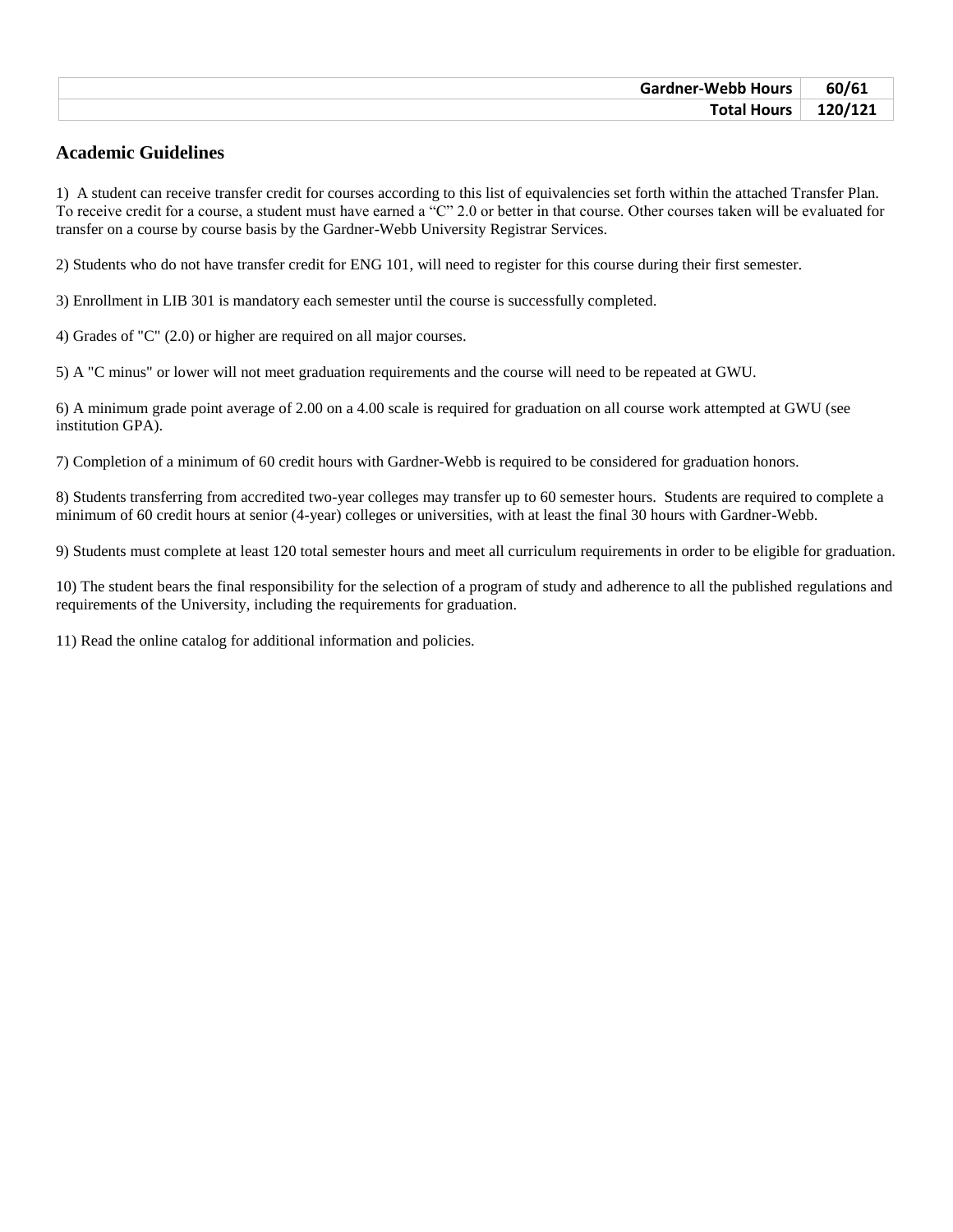| | |
|---|---|
| **Gardner-Webb Hours** | **60/61** |
| **Total Hours** | **120/121** |

## Academic Guidelines

1) A student can receive transfer credit for courses according to this list of equivalencies set forth within the attached Transfer Plan. To receive credit for a course, a student must have earned a "C" 2.0 or better in that course. Other courses taken will be evaluated for transfer on a course by course basis by the Gardner-Webb University Registrar Services.

2) Students who do not have transfer credit for ENG 101, will need to register for this course during their first semester.

3) Enrollment in LIB 301 is mandatory each semester until the course is successfully completed.

4) Grades of "C" (2.0) or higher are required on all major courses.

5) A "C minus" or lower will not meet graduation requirements and the course will need to be repeated at GWU.

6) A minimum grade point average of 2.00 on a 4.00 scale is required for graduation on all course work attempted at GWU (see institution GPA).

7) Completion of a minimum of 60 credit hours with Gardner-Webb is required to be considered for graduation honors.

8) Students transferring from accredited two-year colleges may transfer up to 60 semester hours. Students are required to complete a minimum of 60 credit hours at senior (4-year) colleges or universities, with at least the final 30 hours with Gardner-Webb.

9) Students must complete at least 120 total semester hours and meet all curriculum requirements in order to be eligible for graduation.

10) The student bears the final responsibility for the selection of a program of study and adherence to all the published regulations and requirements of the University, including the requirements for graduation.

11) Read the online catalog for additional information and policies.